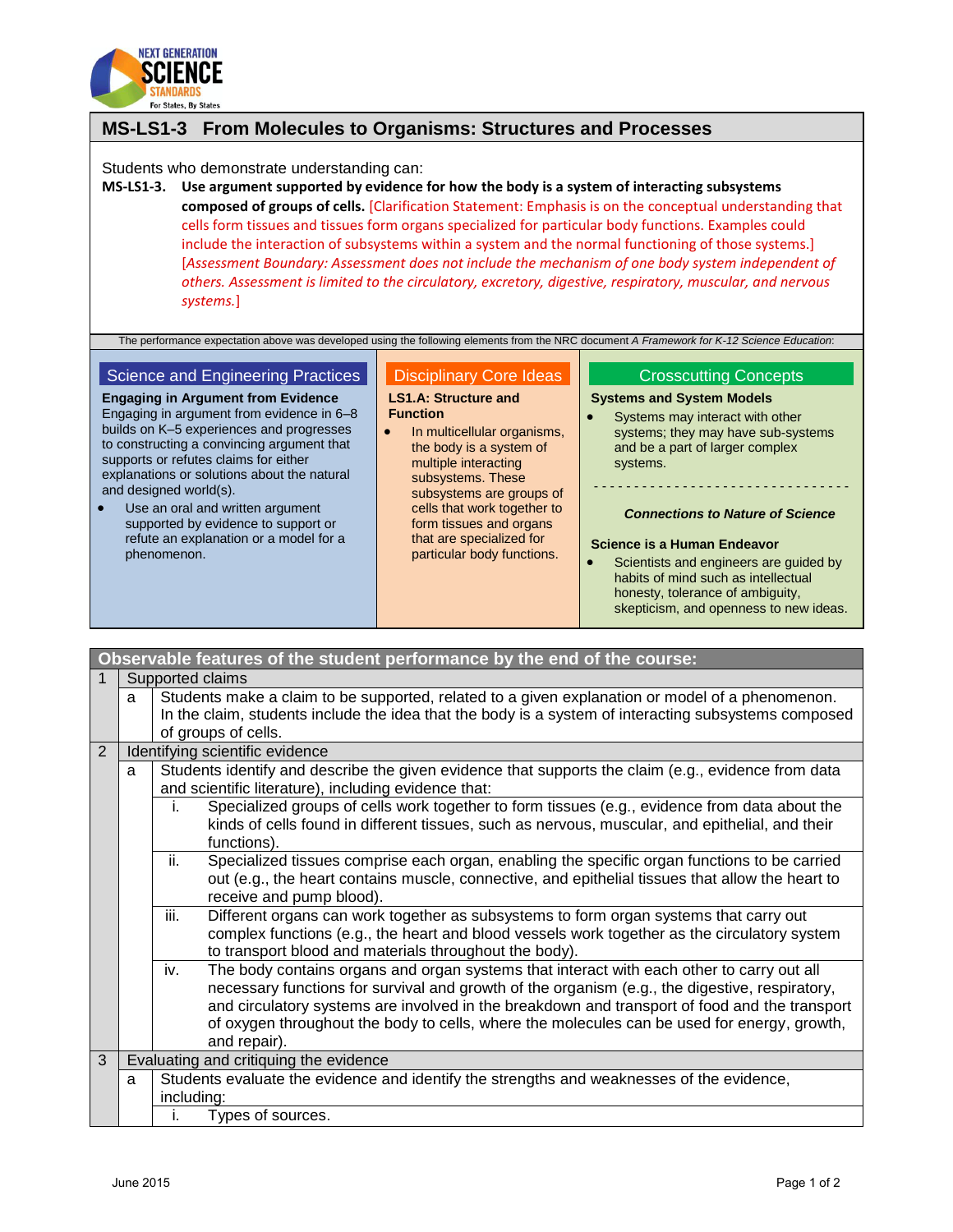# MS-LS1-3 From Molecules to Organisms: Structures and Processes

Students who demonstrate understanding can:

**MS-LS1-3. Use argument supported by evidence for how the body is a system of interacting subsystems composed of groups of cells.** [Clarification Statement: Emphasis is on the conceptual understanding that cells form tissues and tissues form organs specialized for particular body functions. Examples could include the interaction of subsystems within a system and the normal functioning of those systems.] [*Assessment Boundary: Assessment does not include the mechanism of one body system independent of others. Assessment is limited to the circulatory, excretory, digestive, respiratory, muscular, and nervous systems.*]

The performance expectation above was developed using the following elements from the NRC document *A Framework for K-12 Science Education*:

## Science and Engineering Practices

**Engaging in Argument from Evidence**

Engaging in argument from evidence in 6–8 builds on K–5 experiences and progresses to constructing a convincing argument that supports or refutes claims for either explanations or solutions about the natural and designed world(s).

- Use an oral and written argument supported by evidence to support or refute an explanation or a model for a phenomenon.

## Disciplinary Core Ideas

**LS1.A: Structure and Function**

- In multicellular organisms, the body is a system of multiple interacting subsystems. These subsystems are groups of cells that work together to form tissues and organs that are specialized for particular body functions.

## Crosscutting Concepts

**Systems and System Models**

- Systems may interact with other systems; they may have sub-systems and be a part of larger complex systems.

---

***Connections to Nature of Science***

**Science is a Human Endeavor**

- Scientists and engineers are guided by habits of mind such as intellectual honesty, tolerance of ambiguity, skepticism, and openness to new ideas.

## Observable features of the student performance by the end of the course:

| | | | |
|---|---|---|---|
| 1 | Supported claims | | |
| | a | Students make a claim to be supported, related to a given explanation or model of a phenomenon. In the claim, students include the idea that the body is a system of interacting subsystems composed of groups of cells. | |
| 2 | Identifying scientific evidence | | |
| | a | Students identify and describe the given evidence that supports the claim (e.g., evidence from data and scientific literature), including evidence that: | |
| | | i. | Specialized groups of cells work together to form tissues (e.g., evidence from data about the kinds of cells found in different tissues, such as nervous, muscular, and epithelial, and their functions). |
| | | ii. | Specialized tissues comprise each organ, enabling the specific organ functions to be carried out (e.g., the heart contains muscle, connective, and epithelial tissues that allow the heart to receive and pump blood). |
| | | iii. | Different organs can work together as subsystems to form organ systems that carry out complex functions (e.g., the heart and blood vessels work together as the circulatory system to transport blood and materials throughout the body). |
| | | iv. | The body contains organs and organ systems that interact with each other to carry out all necessary functions for survival and growth of the organism (e.g., the digestive, respiratory, and circulatory systems are involved in the breakdown and transport of food and the transport of oxygen throughout the body to cells, where the molecules can be used for energy, growth, and repair). |
| 3 | Evaluating and critiquing the evidence | | |
| | a | Students evaluate the evidence and identify the strengths and weaknesses of the evidence, including: | |
| | | i. | Types of sources. |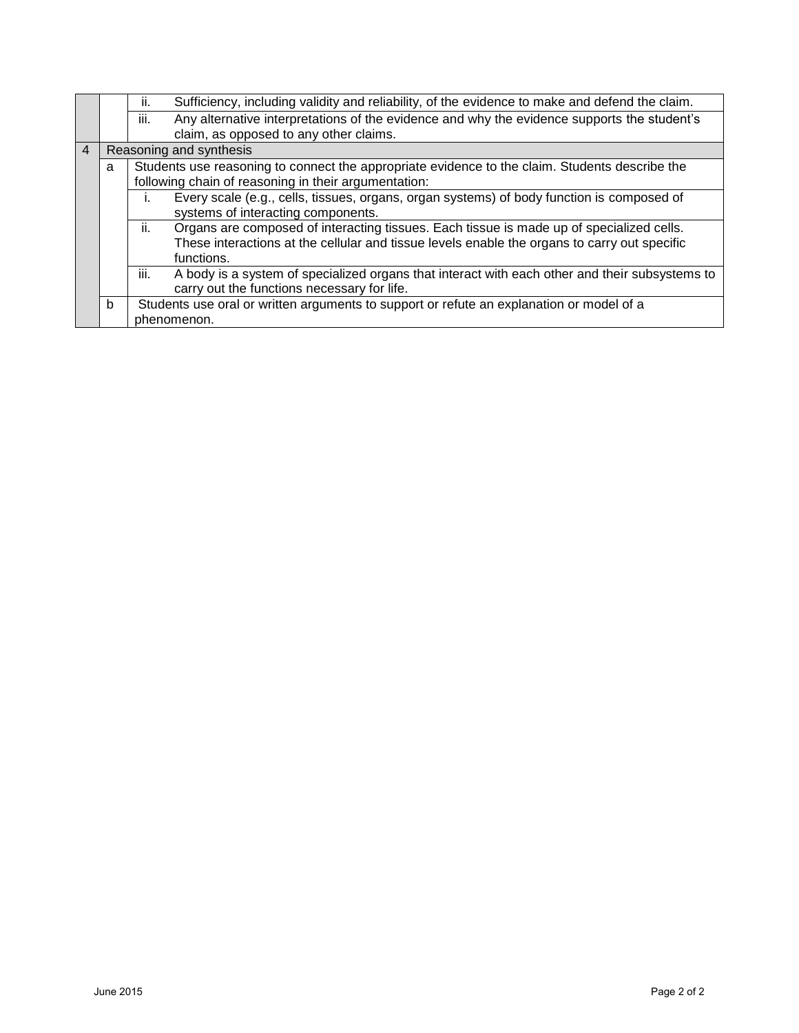| | | | |
|---|---|---|---|
| | | ii. | Sufficiency, including validity and reliability, of the evidence to make and defend the claim. |
| | | iii. | Any alternative interpretations of the evidence and why the evidence supports the student's claim, as opposed to any other claims. |
| 4 | Reasoning and synthesis | | |
| | a | Students use reasoning to connect the appropriate evidence to the claim. Students describe the following chain of reasoning in their argumentation: | |
| | | i. | Every scale (e.g., cells, tissues, organs, organ systems) of body function is composed of systems of interacting components. |
| | | ii. | Organs are composed of interacting tissues. Each tissue is made up of specialized cells. These interactions at the cellular and tissue levels enable the organs to carry out specific functions. |
| | | iii. | A body is a system of specialized organs that interact with each other and their subsystems to carry out the functions necessary for life. |
| | b | Students use oral or written arguments to support or refute an explanation or model of a phenomenon. | |

June 2015